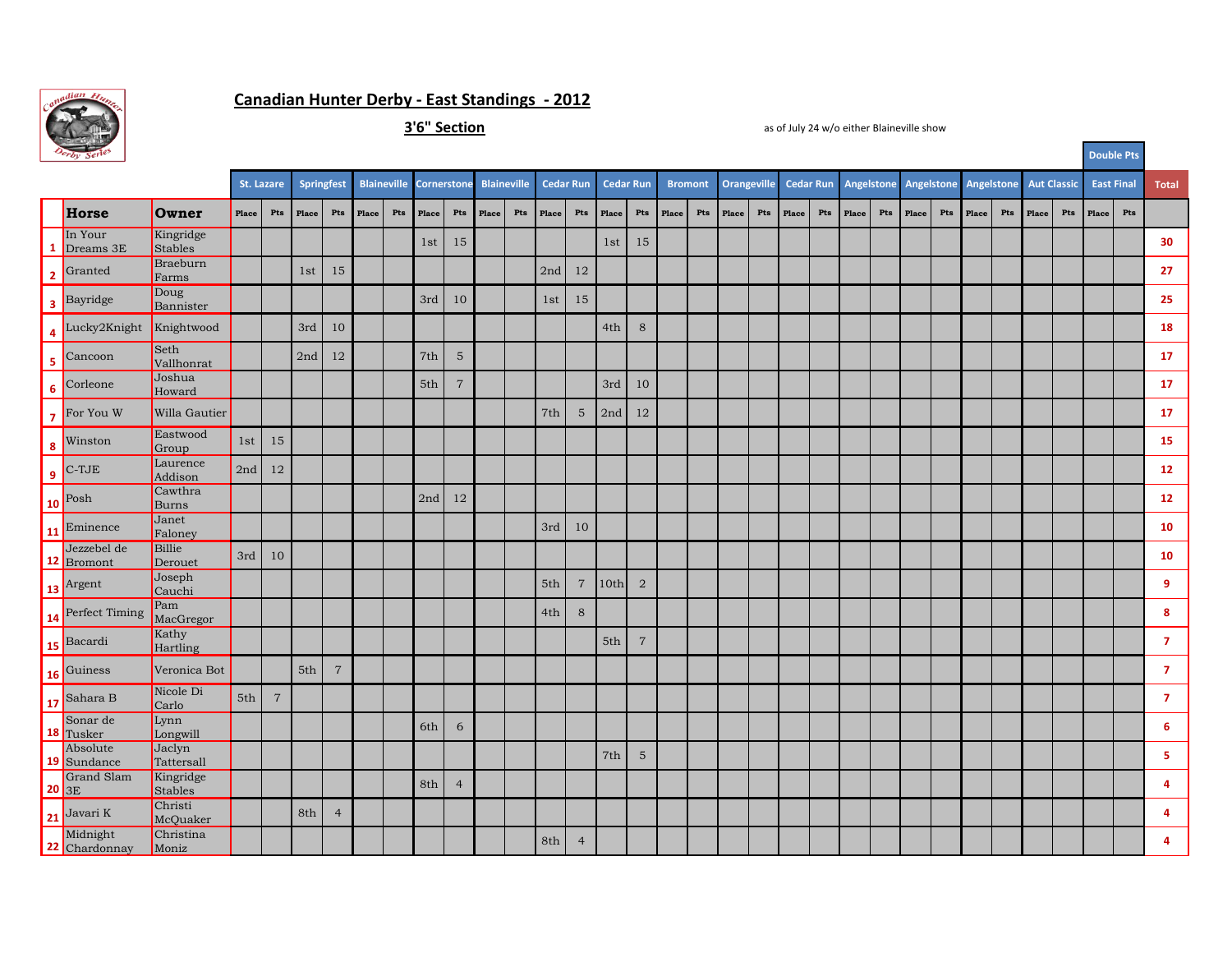# Canadian Hunter Derby - East Standings - 2012

## 3'6" Section

as of July 24 w/o either Blaineville show

| | Horse | Owner | St. Lazare | | Springfest | | Blaineville | | Cornerstone | | Blaineville | | Cedar Run | | Cedar Run | | Bromont | | Orangeville | | Cedar Run | | Angelstone | | Angelstone | | Angelstone | | Aut Classic | | East Final (Double Pts) | | Total |
|---|---|---|---|---|---|---|---|---|---|---|---|---|---|---|---|---|---|---|---|---|---|---|---|---|---|---|---|---|---|---|---|---|---|
| | | | Place | Pts | Place | Pts | Place | Pts | Place | Pts | Place | Pts | Place | Pts | Place | Pts | Place | Pts | Place | Pts | Place | Pts | Place | Pts | Place | Pts | Place | Pts | Place | Pts | Place | Pts | |
| 1 | In Your Dreams 3E | Kingridge Stables | | | | | | | 1st | 15 | | | | | 1st | 15 | | | | | | | | | | | | | | | | | 30 |
| 2 | Granted | Braeburn Farms | | | 1st | 15 | | | | | | | 2nd | 12 | | | | | | | | | | | | | | | | | | | 27 |
| 3 | Bayridge | Doug Bannister | | | | | | | 3rd | 10 | | | 1st | 15 | | | | | | | | | | | | | | | | | | | 25 |
| 4 | Lucky2Knight | Knightwood | | | 3rd | 10 | | | | | | | | | 4th | 8 | | | | | | | | | | | | | | | | | 18 |
| 5 | Cancoon | Seth Vallhonrat | | | 2nd | 12 | | | 7th | 5 | | | | | | | | | | | | | | | | | | | | | | | 17 |
| 6 | Corleone | Joshua Howard | | | | | | | 5th | 7 | | | | | 3rd | 10 | | | | | | | | | | | | | | | | | 17 |
| 7 | For You W | Willa Gautier | | | | | | | | | | | 7th | 5 | 2nd | 12 | | | | | | | | | | | | | | | | | 17 |
| 8 | Winston | Eastwood Group | 1st | 15 | | | | | | | | | | | | | | | | | | | | | | | | | | | | | 15 |
| 9 | C-TJE | Laurence Addison | 2nd | 12 | | | | | | | | | | | | | | | | | | | | | | | | | | | | | 12 |
| 10 | Posh | Cawthra Burns | | | | | | | 2nd | 12 | | | | | | | | | | | | | | | | | | | | | | | 12 |
| 11 | Eminence | Janet Faloney | | | | | | | | | | | 3rd | 10 | | | | | | | | | | | | | | | | | | | 10 |
| 12 | Jezzebel de Bromont | Billie Derouet | 3rd | 10 | | | | | | | | | | | | | | | | | | | | | | | | | | | | | 10 |
| 13 | Argent | Joseph Cauchi | | | | | | | | | | | 5th | 7 | 10th | 2 | | | | | | | | | | | | | | | | | 9 |
| 14 | Perfect Timing | Pam MacGregor | | | | | | | | | | | 4th | 8 | | | | | | | | | | | | | | | | | | | 8 |
| 15 | Bacardi | Kathy Hartling | | | | | | | | | | | | | 5th | 7 | | | | | | | | | | | | | | | | | 7 |
| 16 | Guiness | Veronica Bot | | | 5th | 7 | | | | | | | | | | | | | | | | | | | | | | | | | | | 7 |
| 17 | Sahara B | Nicole Di Carlo | 5th | 7 | | | | | | | | | | | | | | | | | | | | | | | | | | | | | 7 |
| 18 | Sonar de Tusker | Lynn Longwill | | | | | | | 6th | 6 | | | | | | | | | | | | | | | | | | | | | | | 6 |
| 19 | Absolute Sundance | Jaclyn Tattersall | | | | | | | | | | | | | 7th | 5 | | | | | | | | | | | | | | | | | 5 |
| 20 | Grand Slam 3E | Kingridge Stables | | | | | | | 8th | 4 | | | | | | | | | | | | | | | | | | | | | | | 4 |
| 21 | Javari K | Christi McQuaker | | | 8th | 4 | | | | | | | | | | | | | | | | | | | | | | | | | | | 4 |
| 22 | Midnight Chardonnay | Christina Moniz | | | | | | | | | | | 8th | 4 | | | | | | | | | | | | | | | | | | | 4 |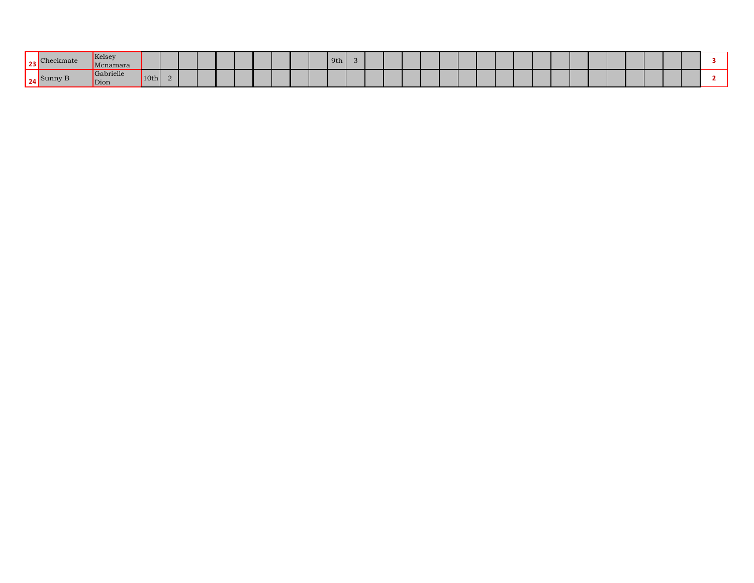| | | | | | | | | | | | | | | | | | | | | | | | | | | | | | | | | | |
|---|---|---|---|---|---|---|---|---|---|---|---|---|---|---|---|---|---|---|---|---|---|---|---|---|---|---|---|---|---|---|---|---|---|
| **23** | Checkmate | Kelsey Mcnamara | | | | | | | | | | | 9th | 3 | | | | | | | | | | | | | | | | | | | **3** |
| **24** | Sunny B | Gabrielle Dion | 10th | 2 | | | | | | | | | | | | | | | | | | | | | | | | | | | | | **2** |